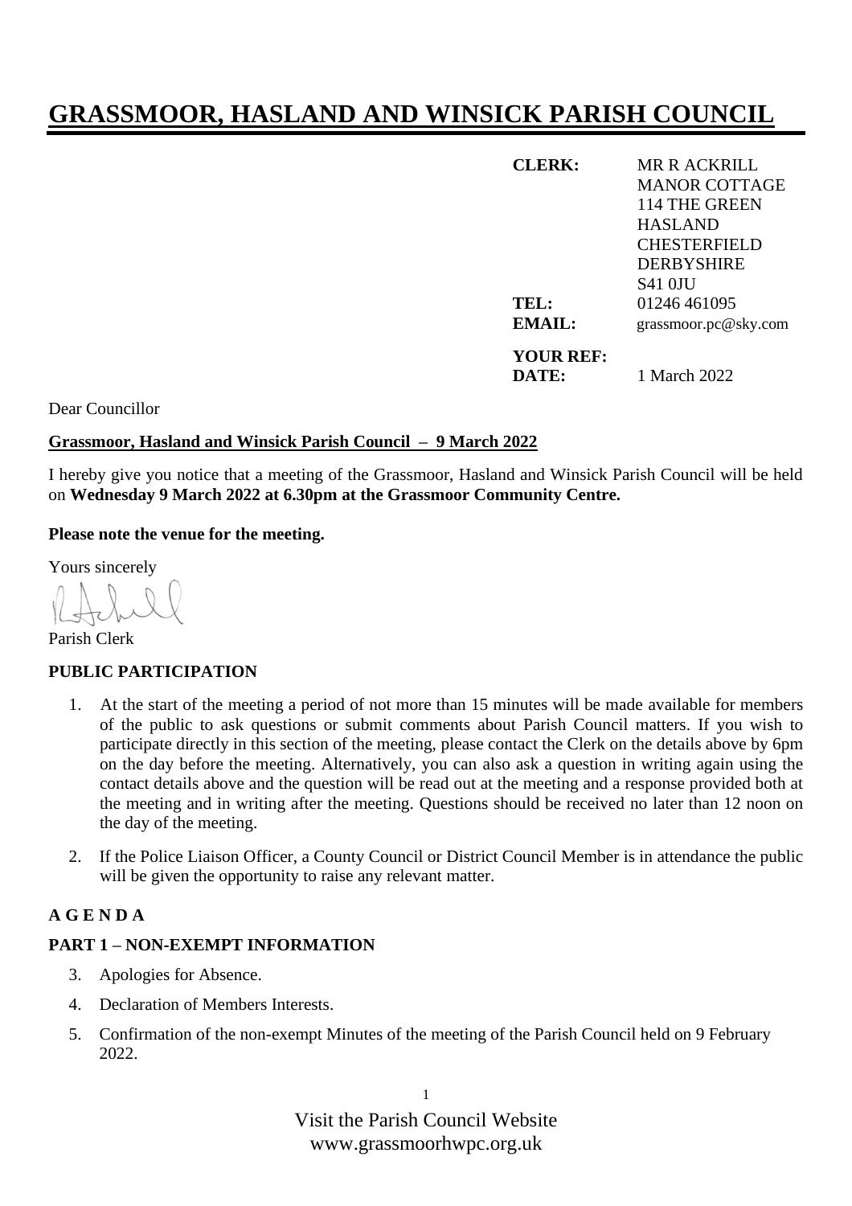# GRASSMOOR, HASLAND AND WINSICK PARISH COUNCIL

| | |
|---|---|
| **CLERK:** | MR R ACKRILL<br>MANOR COTTAGE<br>114 THE GREEN<br>HASLAND<br>CHESTERFIELD<br>DERBYSHIRE<br>S41 0JU |
| **TEL:** | 01246 461095 |
| **EMAIL:** | grassmoor.pc@sky.com |
| **YOUR REF:** | |
| **DATE:** | 1 March 2022 |

Dear Councillor

**Grassmoor, Hasland and Winsick Parish Council – 9 March 2022**

I hereby give you notice that a meeting of the Grassmoor, Hasland and Winsick Parish Council will be held on **Wednesday 9 March 2022 at 6.30pm at the Grassmoor Community Centre.**

**Please note the venue for the meeting.**

Yours sincerely

Parish Clerk

**PUBLIC PARTICIPATION**

1. At the start of the meeting a period of not more than 15 minutes will be made available for members of the public to ask questions or submit comments about Parish Council matters. If you wish to participate directly in this section of the meeting, please contact the Clerk on the details above by 6pm on the day before the meeting. Alternatively, you can also ask a question in writing again using the contact details above and the question will be read out at the meeting and a response provided both at the meeting and in writing after the meeting. Questions should be received no later than 12 noon on the day of the meeting.

2. If the Police Liaison Officer, a County Council or District Council Member is in attendance the public will be given the opportunity to raise any relevant matter.

**A G E N D A**

**PART 1 – NON-EXEMPT INFORMATION**

3. Apologies for Absence.

4. Declaration of Members Interests.

5. Confirmation of the non-exempt Minutes of the meeting of the Parish Council held on 9 February 2022.

Visit the Parish Council Website
www.grassmoorhwpc.org.uk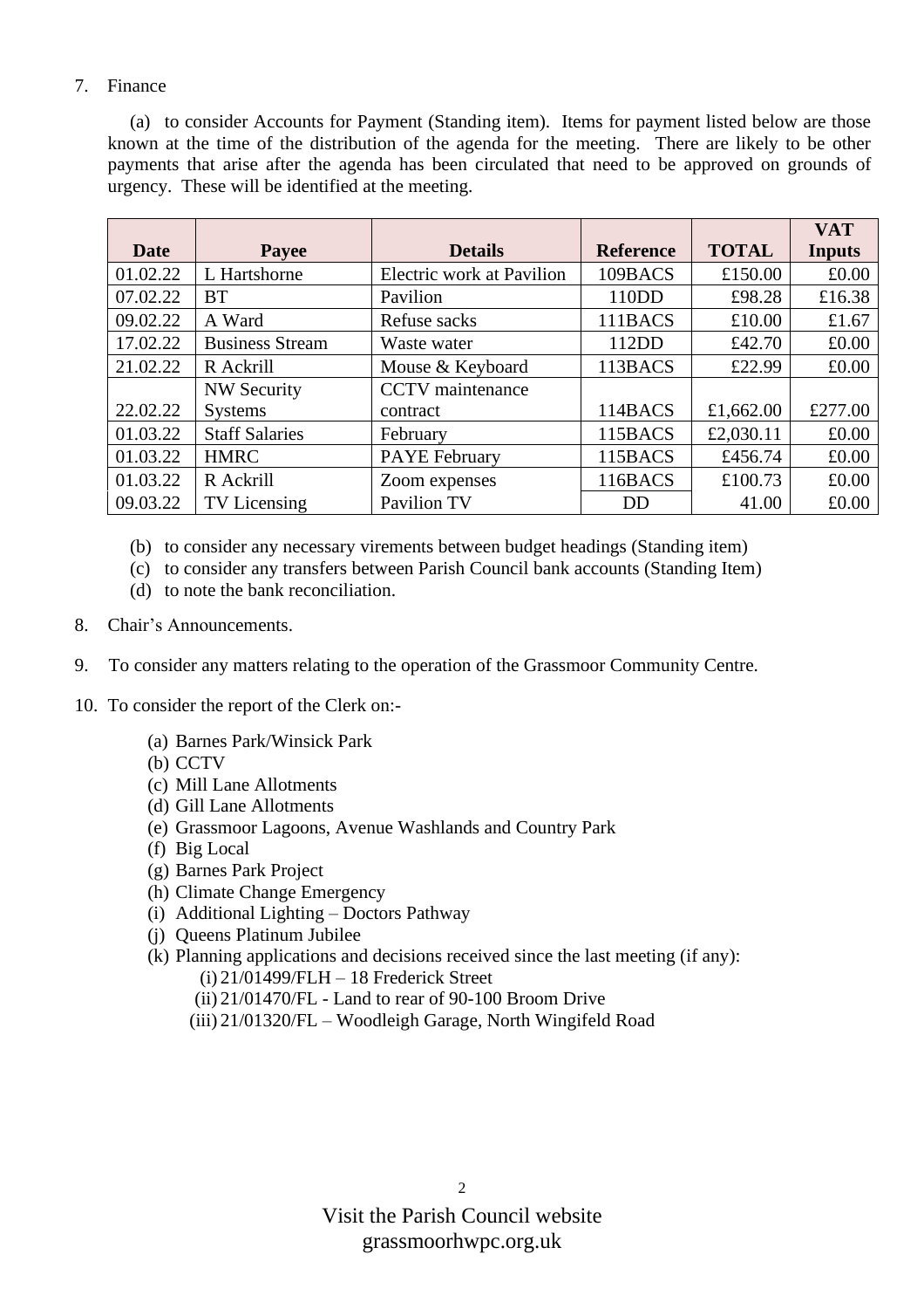7. Finance

(a) to consider Accounts for Payment (Standing item). Items for payment listed below are those known at the time of the distribution of the agenda for the meeting. There are likely to be other payments that arise after the agenda has been circulated that need to be approved on grounds of urgency. These will be identified at the meeting.

| Date | Payee | Details | Reference | TOTAL | VAT Inputs |
|---|---|---|---|---|---|
| 01.02.22 | L Hartshorne | Electric work at Pavilion | 109BACS | £150.00 | £0.00 |
| 07.02.22 | BT | Pavilion | 110DD | £98.28 | £16.38 |
| 09.02.22 | A Ward | Refuse sacks | 111BACS | £10.00 | £1.67 |
| 17.02.22 | Business Stream | Waste water | 112DD | £42.70 | £0.00 |
| 21.02.22 | R Ackrill | Mouse & Keyboard | 113BACS | £22.99 | £0.00 |
| 22.02.22 | NW Security Systems | CCTV maintenance contract | 114BACS | £1,662.00 | £277.00 |
| 01.03.22 | Staff Salaries | February | 115BACS | £2,030.11 | £0.00 |
| 01.03.22 | HMRC | PAYE February | 115BACS | £456.74 | £0.00 |
| 01.03.22 | R Ackrill | Zoom expenses | 116BACS | £100.73 | £0.00 |
| 09.03.22 | TV Licensing | Pavilion TV | DD | 41.00 | £0.00 |

(b) to consider any necessary virements between budget headings (Standing item)
(c) to consider any transfers between Parish Council bank accounts (Standing Item)
(d) to note the bank reconciliation.

8. Chair's Announcements.

9. To consider any matters relating to the operation of the Grassmoor Community Centre.

10. To consider the report of the Clerk on:-

(a) Barnes Park/Winsick Park
(b) CCTV
(c) Mill Lane Allotments
(d) Gill Lane Allotments
(e) Grassmoor Lagoons, Avenue Washlands and Country Park
(f) Big Local
(g) Barnes Park Project
(h) Climate Change Emergency
(i) Additional Lighting – Doctors Pathway
(j) Queens Platinum Jubilee
(k) Planning applications and decisions received since the last meeting (if any):
(i) 21/01499/FLH – 18 Frederick Street
(ii) 21/01470/FL - Land to rear of 90-100 Broom Drive
(iii) 21/01320/FL – Woodleigh Garage, North Wingifeld Road

Visit the Parish Council website
grassmoorhwpc.org.uk